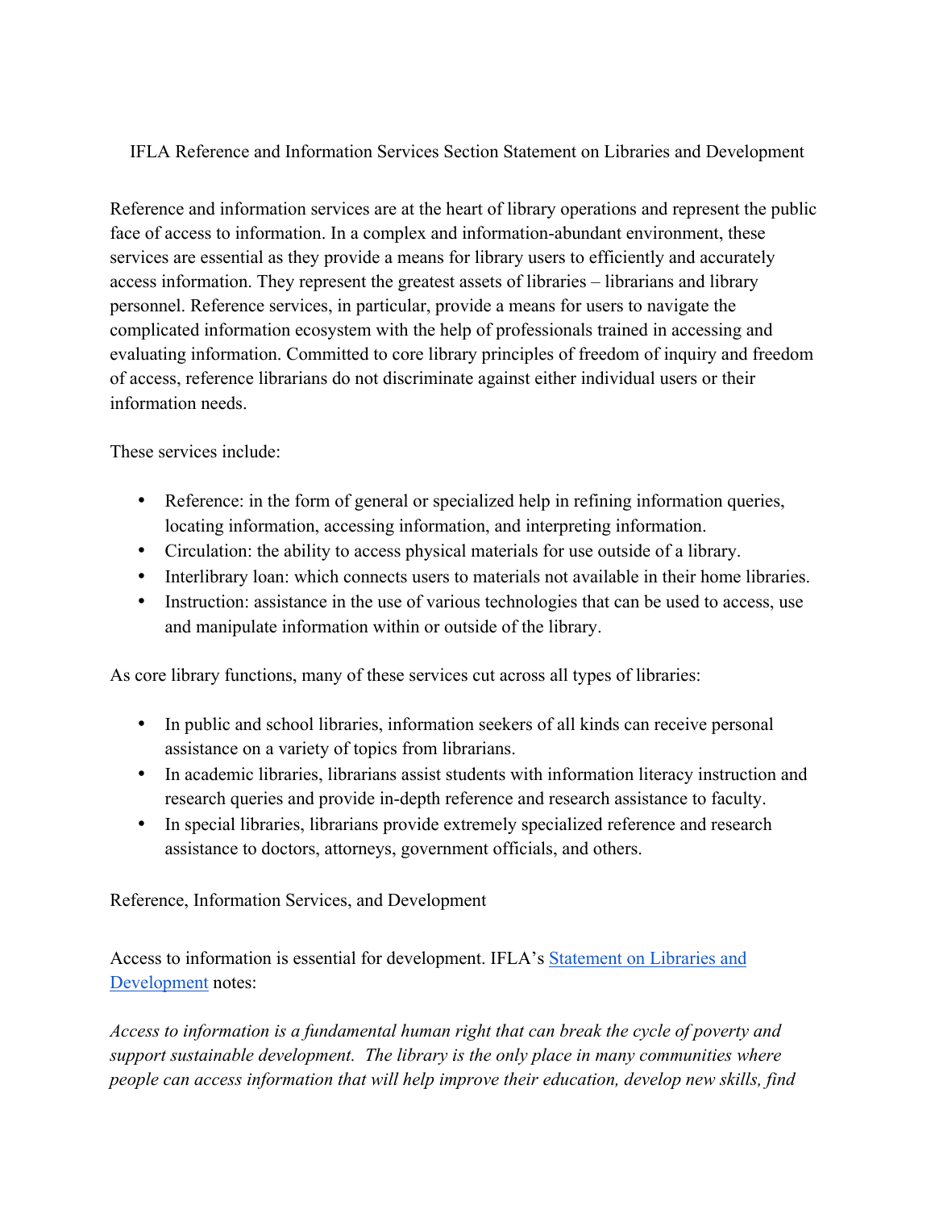# IFLA Reference and Information Services Section Statement on Libraries and Development

Reference and information services are at the heart of library operations and represent the public face of access to information. In a complex and information-abundant environment, these services are essential as they provide a means for library users to efficiently and accurately access information. They represent the greatest assets of libraries – librarians and library personnel. Reference services, in particular, provide a means for users to navigate the complicated information ecosystem with the help of professionals trained in accessing and evaluating information. Committed to core library principles of freedom of inquiry and freedom of access, reference librarians do not discriminate against either individual users or their information needs.

These services include:

- Reference: in the form of general or specialized help in refining information queries, locating information, accessing information, and interpreting information.
- Circulation: the ability to access physical materials for use outside of a library.
- Interlibrary loan: which connects users to materials not available in their home libraries.
- Instruction: assistance in the use of various technologies that can be used to access, use and manipulate information within or outside of the library.

As core library functions, many of these services cut across all types of libraries:

- In public and school libraries, information seekers of all kinds can receive personal assistance on a variety of topics from librarians.
- In academic libraries, librarians assist students with information literacy instruction and research queries and provide in-depth reference and research assistance to faculty.
- In special libraries, librarians provide extremely specialized reference and research assistance to doctors, attorneys, government officials, and others.

## Reference, Information Services, and Development

Access to information is essential for development. IFLA's [Statement on Libraries and Development](#) notes:

*Access to information is a fundamental human right that can break the cycle of poverty and support sustainable development. The library is the only place in many communities where people can access information that will help improve their education, develop new skills, find*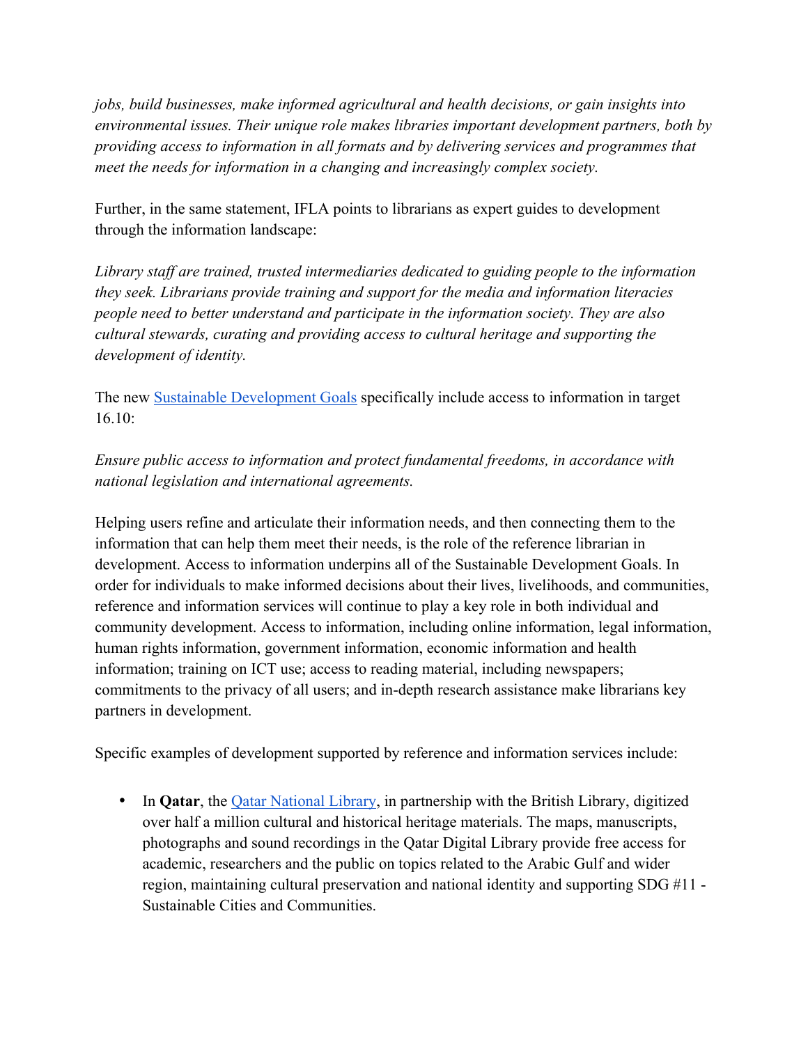*jobs, build businesses, make informed agricultural and health decisions, or gain insights into environmental issues. Their unique role makes libraries important development partners, both by providing access to information in all formats and by delivering services and programmes that meet the needs for information in a changing and increasingly complex society.*

Further, in the same statement, IFLA points to librarians as expert guides to development through the information landscape:

*Library staff are trained, trusted intermediaries dedicated to guiding people to the information they seek. Librarians provide training and support for the media and information literacies people need to better understand and participate in the information society. They are also cultural stewards, curating and providing access to cultural heritage and supporting the development of identity.*

The new [Sustainable Development Goals](#) specifically include access to information in target 16.10:

*Ensure public access to information and protect fundamental freedoms, in accordance with national legislation and international agreements.*

Helping users refine and articulate their information needs, and then connecting them to the information that can help them meet their needs, is the role of the reference librarian in development. Access to information underpins all of the Sustainable Development Goals. In order for individuals to make informed decisions about their lives, livelihoods, and communities, reference and information services will continue to play a key role in both individual and community development. Access to information, including online information, legal information, human rights information, government information, economic information and health information; training on ICT use; access to reading material, including newspapers; commitments to the privacy of all users; and in-depth research assistance make librarians key partners in development.

Specific examples of development supported by reference and information services include:

- In **Qatar**, the [Qatar National Library](#), in partnership with the British Library, digitized over half a million cultural and historical heritage materials. The maps, manuscripts, photographs and sound recordings in the Qatar Digital Library provide free access for academic, researchers and the public on topics related to the Arabic Gulf and wider region, maintaining cultural preservation and national identity and supporting SDG #11 - Sustainable Cities and Communities.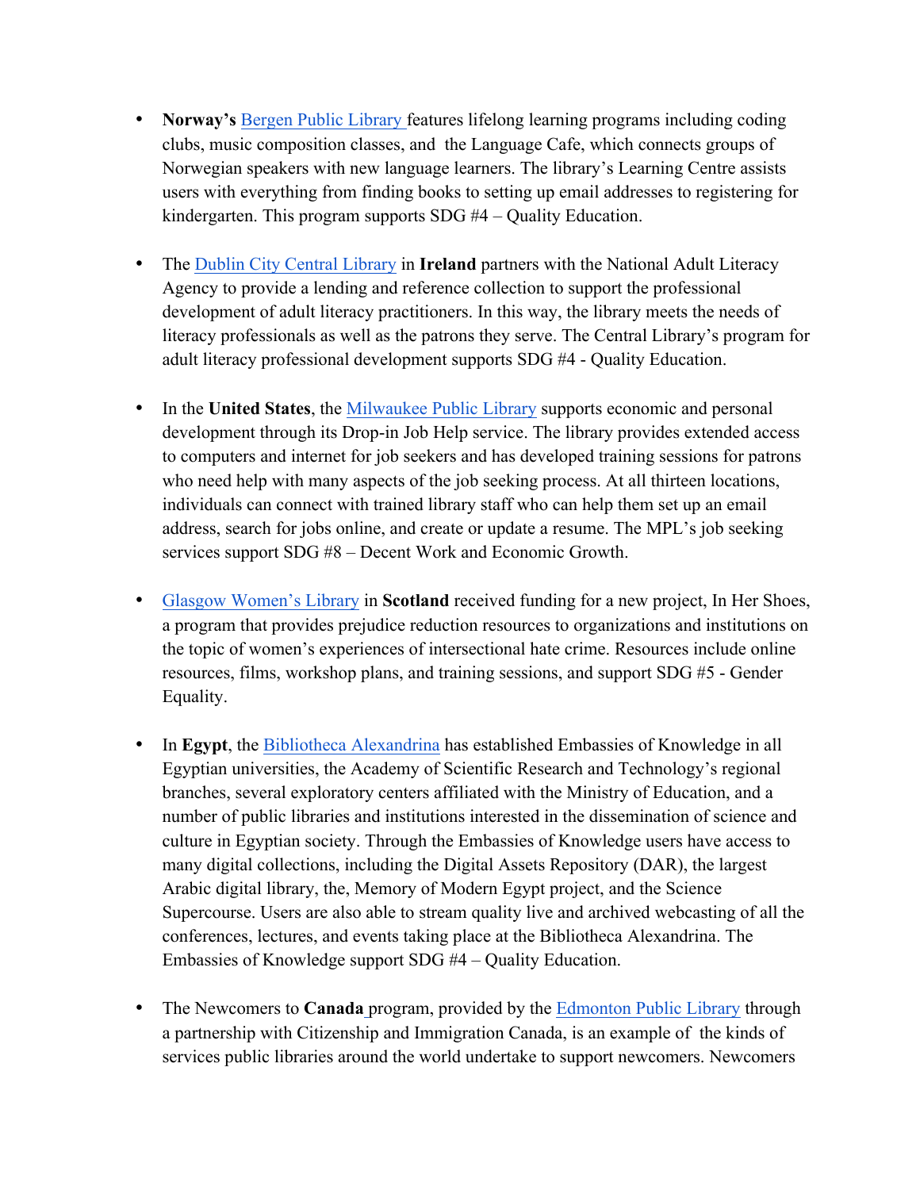- **Norway's** Bergen Public Library features lifelong learning programs including coding clubs, music composition classes, and the Language Cafe, which connects groups of Norwegian speakers with new language learners. The library's Learning Centre assists users with everything from finding books to setting up email addresses to registering for kindergarten. This program supports SDG #4 – Quality Education.

- The Dublin City Central Library in **Ireland** partners with the National Adult Literacy Agency to provide a lending and reference collection to support the professional development of adult literacy practitioners. In this way, the library meets the needs of literacy professionals as well as the patrons they serve. The Central Library's program for adult literacy professional development supports SDG #4 - Quality Education.

- In the **United States**, the Milwaukee Public Library supports economic and personal development through its Drop-in Job Help service. The library provides extended access to computers and internet for job seekers and has developed training sessions for patrons who need help with many aspects of the job seeking process. At all thirteen locations, individuals can connect with trained library staff who can help them set up an email address, search for jobs online, and create or update a resume. The MPL's job seeking services support SDG #8 – Decent Work and Economic Growth.

- Glasgow Women's Library in **Scotland** received funding for a new project, In Her Shoes, a program that provides prejudice reduction resources to organizations and institutions on the topic of women's experiences of intersectional hate crime. Resources include online resources, films, workshop plans, and training sessions, and support SDG #5 - Gender Equality.

- In **Egypt**, the Bibliotheca Alexandrina has established Embassies of Knowledge in all Egyptian universities, the Academy of Scientific Research and Technology's regional branches, several exploratory centers affiliated with the Ministry of Education, and a number of public libraries and institutions interested in the dissemination of science and culture in Egyptian society. Through the Embassies of Knowledge users have access to many digital collections, including the Digital Assets Repository (DAR), the largest Arabic digital library, the, Memory of Modern Egypt project, and the Science Supercourse. Users are also able to stream quality live and archived webcasting of all the conferences, lectures, and events taking place at the Bibliotheca Alexandrina. The Embassies of Knowledge support SDG #4 – Quality Education.

- The Newcomers to **Canada** program, provided by the Edmonton Public Library through a partnership with Citizenship and Immigration Canada, is an example of the kinds of services public libraries around the world undertake to support newcomers. Newcomers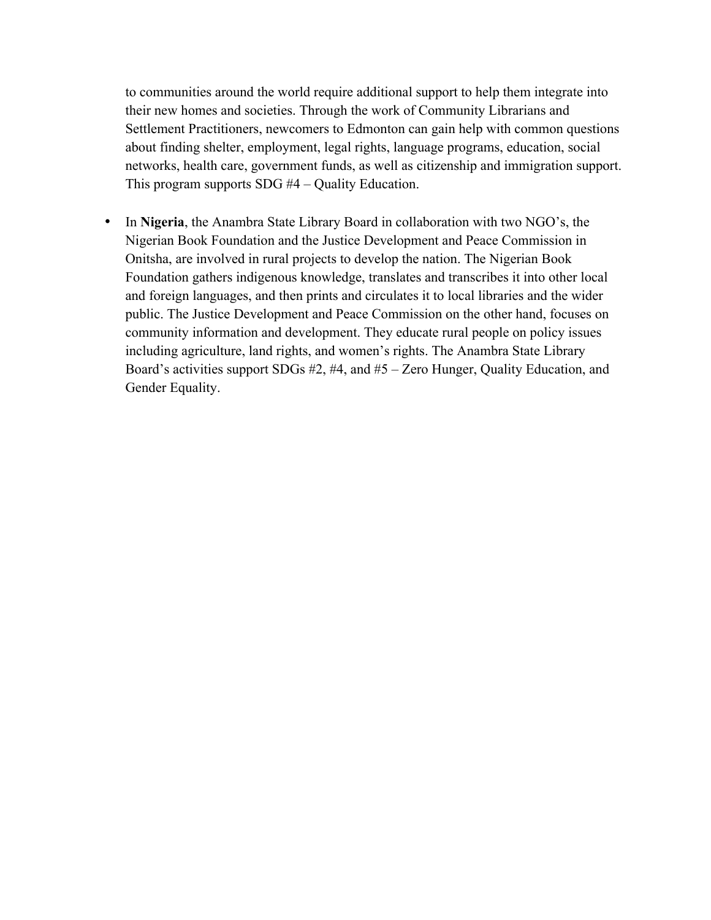to communities around the world require additional support to help them integrate into their new homes and societies. Through the work of Community Librarians and Settlement Practitioners, newcomers to Edmonton can gain help with common questions about finding shelter, employment, legal rights, language programs, education, social networks, health care, government funds, as well as citizenship and immigration support. This program supports SDG #4 – Quality Education.

- In **Nigeria**, the Anambra State Library Board in collaboration with two NGO's, the Nigerian Book Foundation and the Justice Development and Peace Commission in Onitsha, are involved in rural projects to develop the nation. The Nigerian Book Foundation gathers indigenous knowledge, translates and transcribes it into other local and foreign languages, and then prints and circulates it to local libraries and the wider public. The Justice Development and Peace Commission on the other hand, focuses on community information and development. They educate rural people on policy issues including agriculture, land rights, and women's rights. The Anambra State Library Board's activities support SDGs #2, #4, and #5 – Zero Hunger, Quality Education, and Gender Equality.